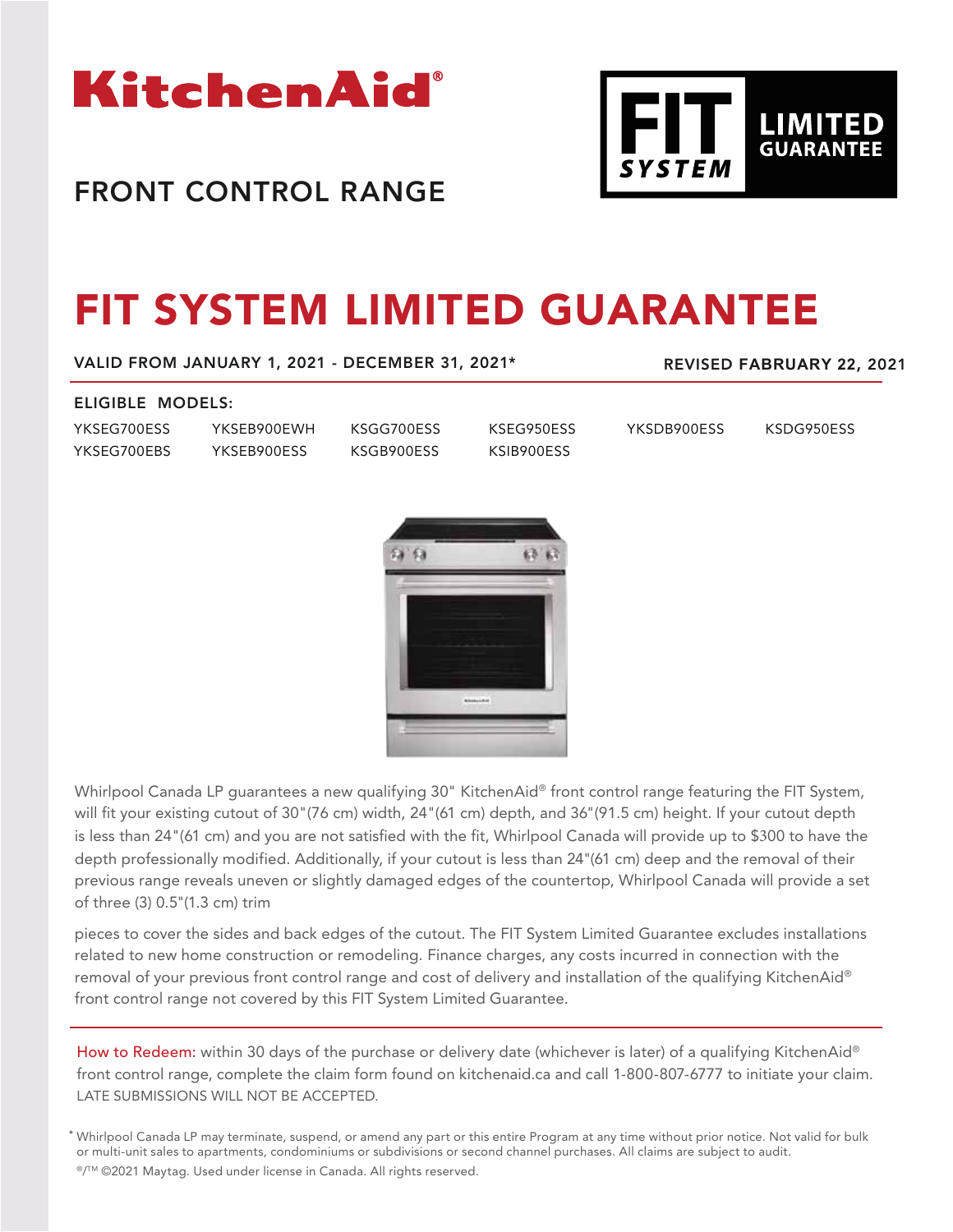KitchenAid®

FRONT CONTROL RANGE

FIT SYSTEM LIMITED GUARANTEE

# FIT SYSTEM LIMITED GUARANTEE

VALID FROM JANUARY 1, 2021 - DECEMBER 31, 2021*

REVISED FABRUARY 22, 2021

**ELIGIBLE MODELS:**

| | | | | | |
|---|---|---|---|---|---|
| YKSEG700ESS | YKSEB900EWH | KSGG700ESS | KSEG950ESS | YKSDB900ESS | KSDG950ESS |
| YKSEG700EBS | YKSEB900ESS | KSGB900ESS | KSIB900ESS | | |

Whirlpool Canada LP guarantees a new qualifying 30" KitchenAid® front control range featuring the FIT System, will fit your existing cutout of 30"(76 cm) width, 24"(61 cm) depth, and 36"(91.5 cm) height. If your cutout depth is less than 24"(61 cm) and you are not satisfied with the fit, Whirlpool Canada will provide up to $300 to have the depth professionally modified. Additionally, if your cutout is less than 24"(61 cm) deep and the removal of their previous range reveals uneven or slightly damaged edges of the countertop, Whirlpool Canada will provide a set of three (3) 0.5"(1.3 cm) trim

pieces to cover the sides and back edges of the cutout. The FIT System Limited Guarantee excludes installations related to new home construction or remodeling. Finance charges, any costs incurred in connection with the removal of your previous front control range and cost of delivery and installation of the qualifying KitchenAid® front control range not covered by this FIT System Limited Guarantee.

How to Redeem: within 30 days of the purchase or delivery date (whichever is later) of a qualifying KitchenAid® front control range, complete the claim form found on kitchenaid.ca and call 1-800-807-6777 to initiate your claim. LATE SUBMISSIONS WILL NOT BE ACCEPTED.

* Whirlpool Canada LP may terminate, suspend, or amend any part or this entire Program at any time without prior notice. Not valid for bulk or multi-unit sales to apartments, condominiums or subdivisions or second channel purchases. All claims are subject to audit.

®/™ ©2021 Maytag. Used under license in Canada. All rights reserved.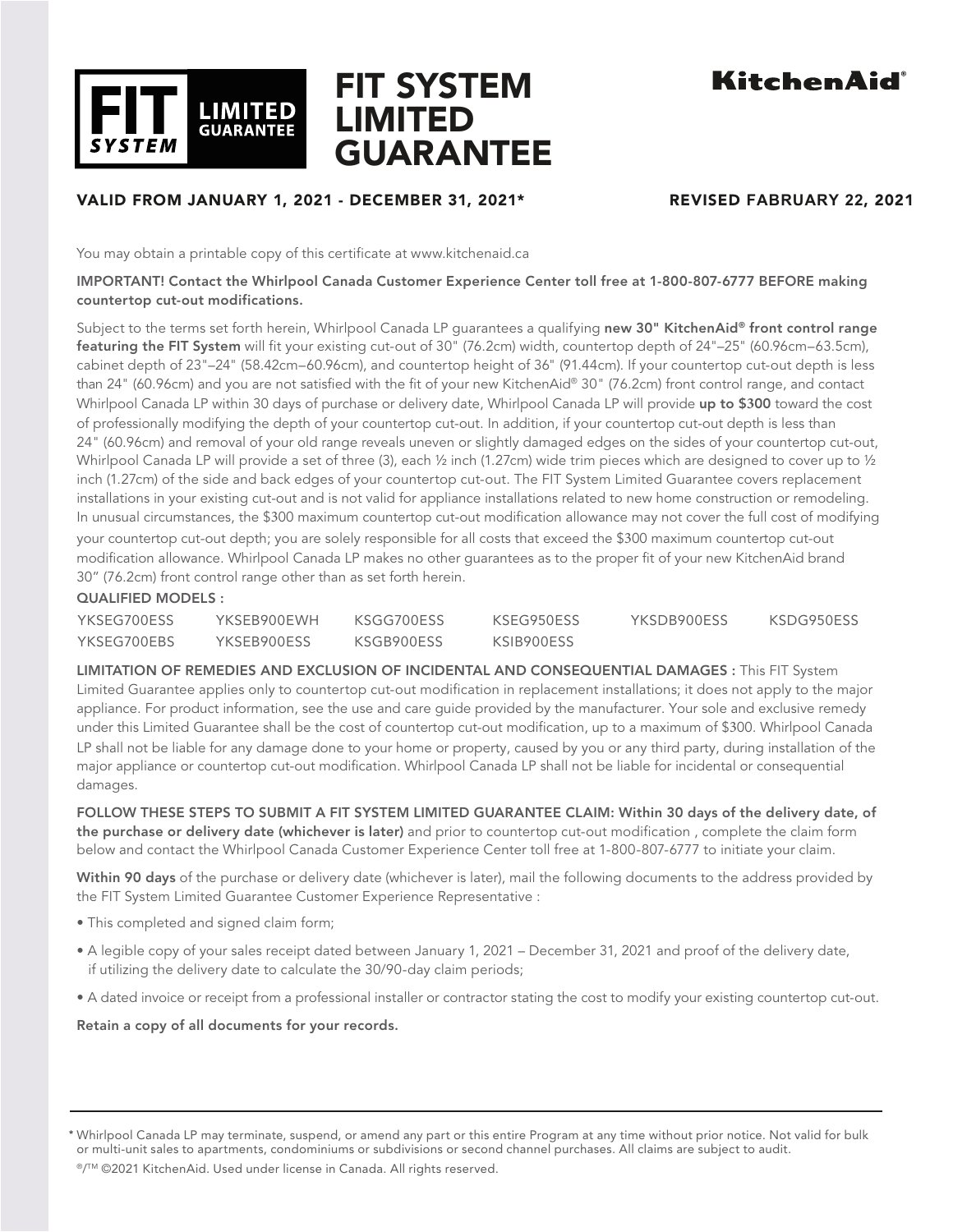# FIT SYSTEM LIMITED GUARANTEE

**FIT SYSTEM** **LIMITED GUARANTEE**

**KitchenAid®**

**VALID FROM JANUARY 1, 2021 - DECEMBER 31, 2021*** **REVISED FABRUARY 22, 2021**

You may obtain a printable copy of this certificate at www.kitchenaid.ca

**IMPORTANT! Contact the Whirlpool Canada Customer Experience Center toll free at 1-800-807-6777 BEFORE making countertop cut-out modifications.**

Subject to the terms set forth herein, Whirlpool Canada LP guarantees a qualifying **new 30" KitchenAid® front control range featuring the FIT System** will fit your existing cut-out of 30" (76.2cm) width, countertop depth of 24"–25" (60.96cm–63.5cm), cabinet depth of 23"–24" (58.42cm–60.96cm), and countertop height of 36" (91.44cm). If your countertop cut-out depth is less than 24" (60.96cm) and you are not satisfied with the fit of your new KitchenAid® 30" (76.2cm) front control range, and contact Whirlpool Canada LP within 30 days of purchase or delivery date, Whirlpool Canada LP will provide **up to $300** toward the cost of professionally modifying the depth of your countertop cut-out. In addition, if your countertop cut-out depth is less than 24" (60.96cm) and removal of your old range reveals uneven or slightly damaged edges on the sides of your countertop cut-out, Whirlpool Canada LP will provide a set of three (3), each ½ inch (1.27cm) wide trim pieces which are designed to cover up to ½ inch (1.27cm) of the side and back edges of your countertop cut-out. The FIT System Limited Guarantee covers replacement installations in your existing cut-out and is not valid for appliance installations related to new home construction or remodeling. In unusual circumstances, the $300 maximum countertop cut-out modification allowance may not cover the full cost of modifying your countertop cut-out depth; you are solely responsible for all costs that exceed the $300 maximum countertop cut-out modification allowance. Whirlpool Canada LP makes no other guarantees as to the proper fit of your new KitchenAid brand 30" (76.2cm) front control range other than as set forth herein.

**QUALIFIED MODELS :**

| | | | | | |
|---|---|---|---|---|---|
| YKSEG700ESS | YKSEB900EWH | KSGG700ESS | KSEG950ESS | YKSDB900ESS | KSDG950ESS |
| YKSEG700EBS | YKSEB900ESS | KSGB900ESS | KSIB900ESS | | |

**LIMITATION OF REMEDIES AND EXCLUSION OF INCIDENTAL AND CONSEQUENTIAL DAMAGES :** This FIT System Limited Guarantee applies only to countertop cut-out modification in replacement installations; it does not apply to the major appliance. For product information, see the use and care guide provided by the manufacturer. Your sole and exclusive remedy under this Limited Guarantee shall be the cost of countertop cut-out modification, up to a maximum of $300. Whirlpool Canada LP shall not be liable for any damage done to your home or property, caused by you or any third party, during installation of the major appliance or countertop cut-out modification. Whirlpool Canada LP shall not be liable for incidental or consequential damages.

**FOLLOW THESE STEPS TO SUBMIT A FIT SYSTEM LIMITED GUARANTEE CLAIM: Within 30 days of the delivery date, of the purchase or delivery date (whichever is later)** and prior to countertop cut-out modification , complete the claim form below and contact the Whirlpool Canada Customer Experience Center toll free at 1-800-807-6777 to initiate your claim.

**Within 90 days** of the purchase or delivery date (whichever is later), mail the following documents to the address provided by the FIT System Limited Guarantee Customer Experience Representative :

- This completed and signed claim form;
- A legible copy of your sales receipt dated between January 1, 2021 – December 31, 2021 and proof of the delivery date, if utilizing the delivery date to calculate the 30/90-day claim periods;
- A dated invoice or receipt from a professional installer or contractor stating the cost to modify your existing countertop cut-out.

**Retain a copy of all documents for your records.**

---

* Whirlpool Canada LP may terminate, suspend, or amend any part or this entire Program at any time without prior notice. Not valid for bulk or multi-unit sales to apartments, condominiums or subdivisions or second channel purchases. All claims are subject to audit.

®/™ ©2021 KitchenAid. Used under license in Canada. All rights reserved.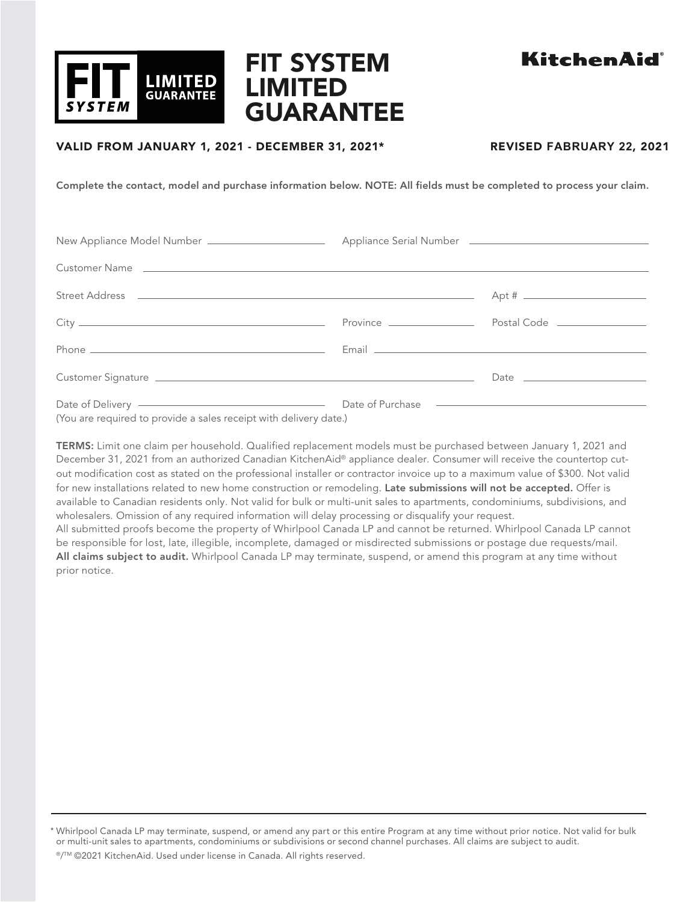**FIT SYSTEM LIMITED GUARANTEE**

# FIT SYSTEM LIMITED GUARANTEE

**KitchenAid®**

**VALID FROM JANUARY 1, 2021 - DECEMBER 31, 2021*** **REVISED FABRUARY 22, 2021**

**Complete the contact, model and purchase information below. NOTE: All fields must be completed to process your claim.**

New Appliance Model Number ____________________ Appliance Serial Number ____________________

Customer Name ____________________

Street Address ____________________ Apt # ____________________

City ____________________ Province ____________________ Postal Code ____________________

Phone ____________________ Email ____________________

Customer Signature ____________________ Date ____________________

Date of Delivery ____________________ Date of Purchase ____________________

(You are required to provide a sales receipt with delivery date.)

**TERMS:** Limit one claim per household. Qualified replacement models must be purchased between January 1, 2021 and December 31, 2021 from an authorized Canadian KitchenAid® appliance dealer. Consumer will receive the countertop cut-out modification cost as stated on the professional installer or contractor invoice up to a maximum value of $300. Not valid for new installations related to new home construction or remodeling. **Late submissions will not be accepted.** Offer is available to Canadian residents only. Not valid for bulk or multi-unit sales to apartments, condominiums, subdivisions, and wholesalers. Omission of any required information will delay processing or disqualify your request.

All submitted proofs become the property of Whirlpool Canada LP and cannot be returned. Whirlpool Canada LP cannot be responsible for lost, late, illegible, incomplete, damaged or misdirected submissions or postage due requests/mail. **All claims subject to audit.** Whirlpool Canada LP may terminate, suspend, or amend this program at any time without prior notice.

---

\* Whirlpool Canada LP may terminate, suspend, or amend any part or this entire Program at any time without prior notice. Not valid for bulk or multi-unit sales to apartments, condominiums or subdivisions or second channel purchases. All claims are subject to audit.

®/™ ©2021 KitchenAid. Used under license in Canada. All rights reserved.